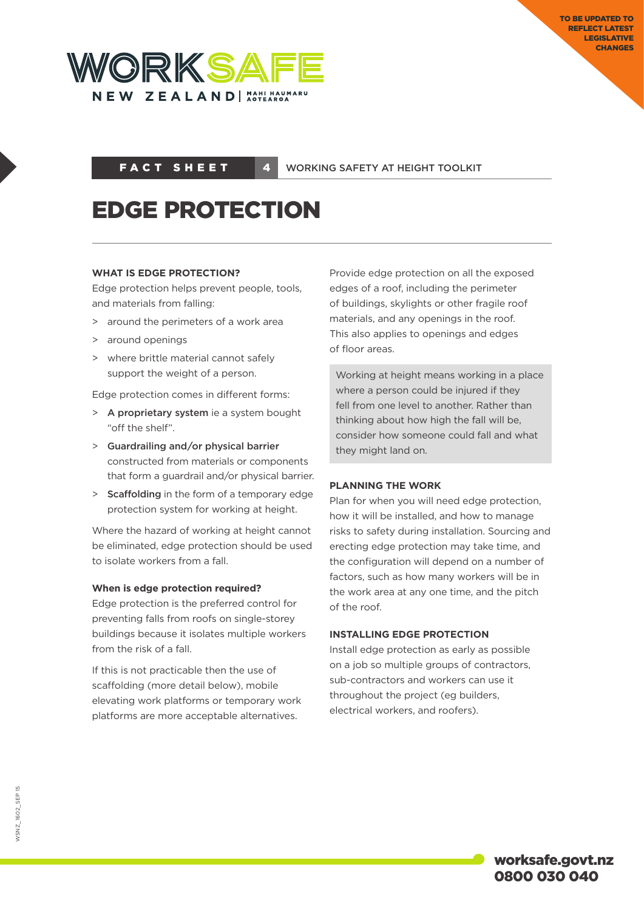TO BE UPDATED TO REFLECT LATEST LEGISLATIVE CHANGES

WORKSAFE NEW ZEALAND | MAHI HAUMARU AOTEAROA

**FACT SHEET 4** WORKING SAFETY AT HEIGHT TOOLKIT

# EDGE PROTECTION

### WHAT IS EDGE PROTECTION?

Edge protection helps prevent people, tools, and materials from falling:

> around the perimeters of a work area
> around openings
> where brittle material cannot safely support the weight of a person.

Edge protection comes in different forms:

> **A proprietary system** ie a system bought "off the shelf".
> **Guardrailing and/or physical barrier** constructed from materials or components that form a guardrail and/or physical barrier.
> **Scaffolding** in the form of a temporary edge protection system for working at height.

Where the hazard of working at height cannot be eliminated, edge protection should be used to isolate workers from a fall.

#### When is edge protection required?

Edge protection is the preferred control for preventing falls from roofs on single-storey buildings because it isolates multiple workers from the risk of a fall.

If this is not practicable then the use of scaffolding (more detail below), mobile elevating work platforms or temporary work platforms are more acceptable alternatives.

Provide edge protection on all the exposed edges of a roof, including the perimeter of buildings, skylights or other fragile roof materials, and any openings in the roof. This also applies to openings and edges of floor areas.

> Working at height means working in a place where a person could be injured if they fell from one level to another. Rather than thinking about how high the fall will be, consider how someone could fall and what they might land on.

### PLANNING THE WORK

Plan for when you will need edge protection, how it will be installed, and how to manage risks to safety during installation. Sourcing and erecting edge protection may take time, and the configuration will depend on a number of factors, such as how many workers will be in the work area at any one time, and the pitch of the roof.

### INSTALLING EDGE PROTECTION

Install edge protection as early as possible on a job so multiple groups of contractors, sub-contractors and workers can use it throughout the project (eg builders, electrical workers, and roofers).

WSNZ_1602_SEP 15

worksafe.govt.nz
0800 030 040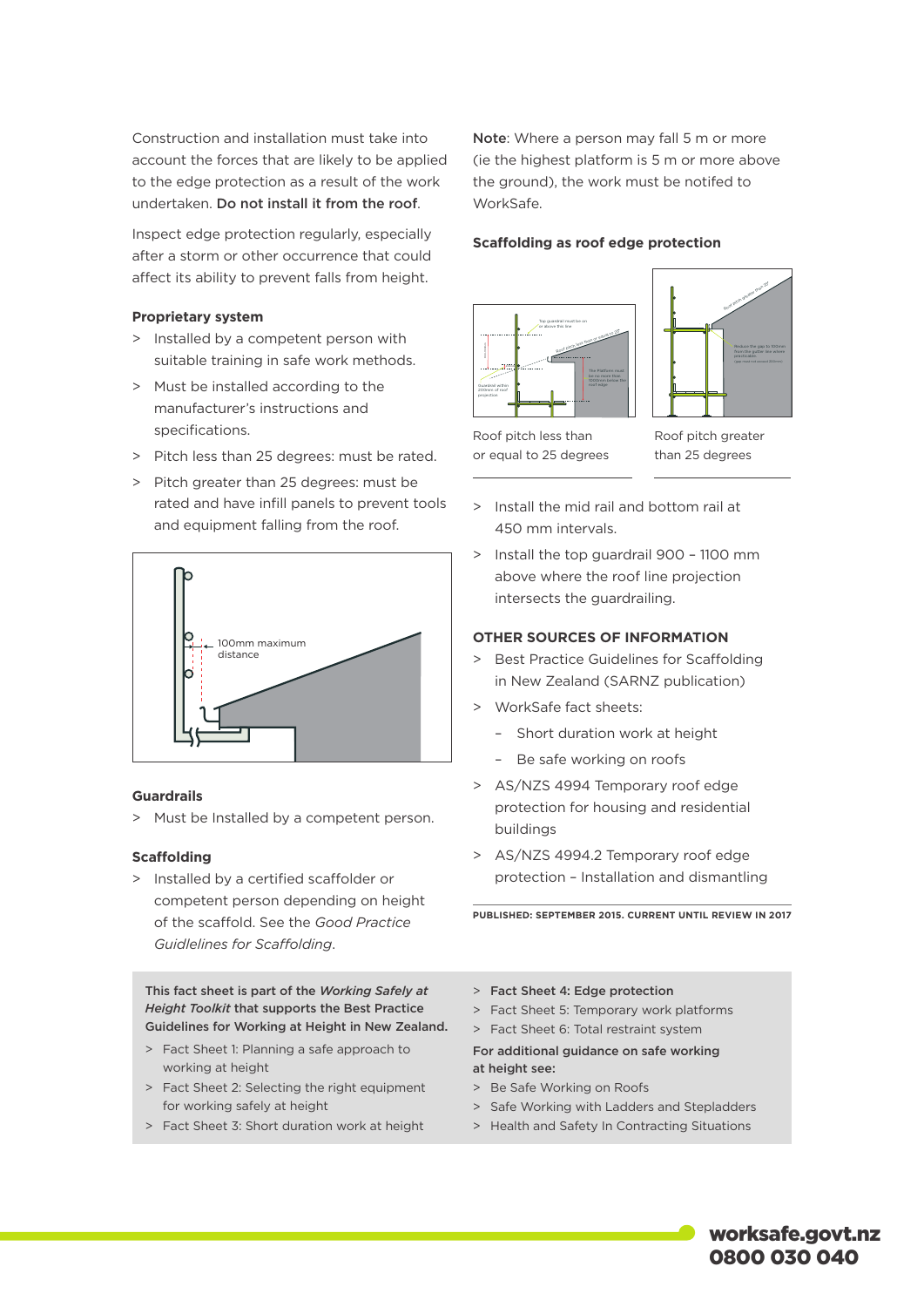Construction and installation must take into account the forces that are likely to be applied to the edge protection as a result of the work undertaken. **Do not install it from the roof**.

Inspect edge protection regularly, especially after a storm or other occurrence that could affect its ability to prevent falls from height.

**Proprietary system**

> Installed by a competent person with suitable training in safe work methods.
> Must be installed according to the manufacturer's instructions and specifications.
> Pitch less than 25 degrees: must be rated.
> Pitch greater than 25 degrees: must be rated and have infill panels to prevent tools and equipment falling from the roof.

100mm maximum distance

**Guardrails**

> Must be Installed by a competent person.

**Scaffolding**

> Installed by a certified scaffolder or competent person depending on height of the scaffold. See the *Good Practice Guidlelines for Scaffolding*.

**Note**: Where a person may fall 5 m or more (ie the highest platform is 5 m or more above the ground), the work must be notifed to WorkSafe.

**Scaffolding as roof edge protection**

Roof pitch less than or equal to 25 degrees

Roof pitch greater than 25 degrees

> Install the mid rail and bottom rail at 450 mm intervals.
> Install the top guardrail 900 – 1100 mm above where the roof line projection intersects the guardrailing.

**OTHER SOURCES OF INFORMATION**

> Best Practice Guidelines for Scaffolding in New Zealand (SARNZ publication)
> WorkSafe fact sheets:
  – Short duration work at height
  – Be safe working on roofs
> AS/NZS 4994 Temporary roof edge protection for housing and residential buildings
> AS/NZS 4994.2 Temporary roof edge protection – Installation and dismantling

**PUBLISHED: SEPTEMBER 2015. CURRENT UNTIL REVIEW IN 2017**

**This fact sheet is part of the *Working Safely at Height Toolkit* that supports the Best Practice Guidelines for Working at Height in New Zealand.**

> Fact Sheet 1: Planning a safe approach to working at height
> Fact Sheet 2: Selecting the right equipment for working safely at height
> Fact Sheet 3: Short duration work at height
> **Fact Sheet 4: Edge protection**
> Fact Sheet 5: Temporary work platforms
> Fact Sheet 6: Total restraint system

**For additional guidance on safe working at height see:**

> Be Safe Working on Roofs
> Safe Working with Ladders and Stepladders
> Health and Safety In Contracting Situations

**worksafe.govt.nz**
**0800 030 040**